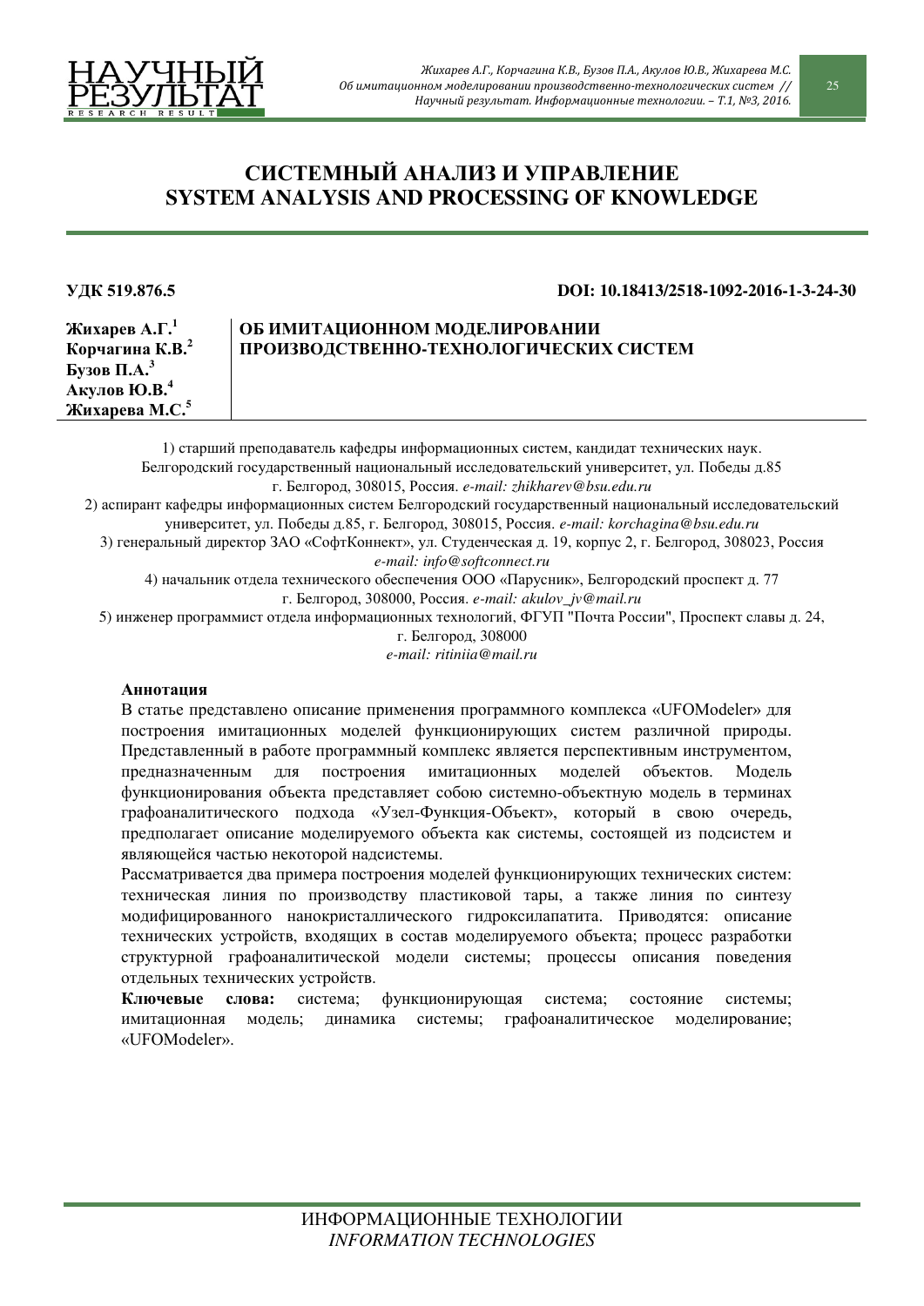# СИСТЕМНЫЙ АНАЛИЗ И УПРАВЛЕНИЕ
# SYSTEM ANALYSIS AND PROCESSING OF KNOWLEDGE

**УДК 519.876.5** **DOI: 10.18413/2518-1092-2016-1-3-24-30**

**Жихарев А.Г.[1]**
**Корчагина К.В.[2]**
**Бузов П.А.[3]**
**Акулов Ю.В.[4]**
**Жихарева М.С.[5]**

## ОБ ИМИТАЦИОННОМ МОДЕЛИРОВАНИИ ПРОИЗВОДСТВЕННО-ТЕХНОЛОГИЧЕСКИХ СИСТЕМ

1) старший преподаватель кафедры информационных систем, кандидат технических наук. Белгородский государственный национальный исследовательский университет, ул. Победы д.85 г. Белгород, 308015, Россия. *e-mail: zhikharev@bsu.edu.ru*

2) аспирант кафедры информационных систем Белгородский государственный национальный исследовательский университет, ул. Победы д.85, г. Белгород, 308015, Россия. *e-mail: korchagina@bsu.edu.ru*

3) генеральный директор ЗАО «СофтКоннект», ул. Студенческая д. 19, корпус 2, г. Белгород, 308023, Россия *e-mail: info@softconnect.ru*

4) начальник отдела технического обеспечения ООО «Парусник», Белгородский проспект д. 77 г. Белгород, 308000, Россия. *e-mail: akulov_jv@mail.ru*

5) инженер программист отдела информационных технологий, ФГУП "Почта России", Проспект славы д. 24, г. Белгород, 308000 *e-mail: ritiniia@mail.ru*

**Аннотация**

В статье представлено описание применения программного комплекса «UFOModeler» для построения имитационных моделей функционирующих систем различной природы. Представленный в работе программный комплекс является перспективным инструментом, предназначенным для построения имитационных моделей объектов. Модель функционирования объекта представляет собою системно-объектную модель в терминах графоаналитического подхода «Узел-Функция-Объект», который в свою очередь, предполагает описание моделируемого объекта как системы, состоящей из подсистем и являющейся частью некоторой надсистемы.

Рассматривается два примера построения моделей функционирующих технических систем: техническая линия по производству пластиковой тары, а также линия по синтезу модифицированного нанокристаллического гидроксилапатита. Приводятся: описание технических устройств, входящих в состав моделируемого объекта; процесс разработки структурной графоаналитической модели системы; процессы описания поведения отдельных технических устройств.

**Ключевые слова:** система; функционирующая система; состояние системы; имитационная модель; динамика системы; графоаналитическое моделирование; «UFOModeler».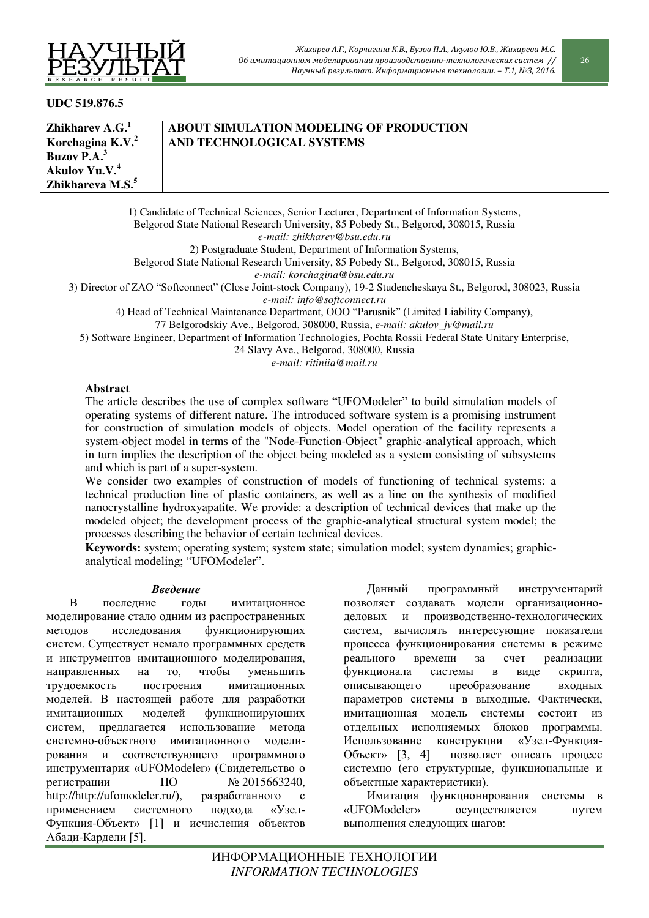**UDC 519.876.5**

**Zhikharev A.G.[1]**
**Korchagina K.V.[2]**
**Buzov P.A.[3]**
**Akulov Yu.V.[4]**
**Zhikhareva M.S.[5]**

# ABOUT SIMULATION MODELING OF PRODUCTION AND TECHNOLOGICAL SYSTEMS

1) Candidate of Technical Sciences, Senior Lecturer, Department of Information Systems, Belgorod State National Research University, 85 Pobedy St., Belgorod, 308015, Russia
*e-mail: zhikharev@bsu.edu.ru*

2) Postgraduate Student, Department of Information Systems, Belgorod State National Research University, 85 Pobedy St., Belgorod, 308015, Russia
*e-mail: korchagina@bsu.edu.ru*

3) Director of ZAO "Softconnect" (Close Joint-stock Company), 19-2 Studencheskaya St., Belgorod, 308023, Russia
*e-mail: info@softconnect.ru*

4) Head of Technical Maintenance Department, OOO "Parusnik" (Limited Liability Company), 77 Belgorodskiy Ave., Belgorod, 308000, Russia, *e-mail: akulov_jv@mail.ru*

5) Software Engineer, Department of Information Technologies, Pochta Rossii Federal State Unitary Enterprise, 24 Slavy Ave., Belgorod, 308000, Russia
*e-mail: ritiniia@mail.ru*

**Abstract**

The article describes the use of complex software "UFOModeler" to build simulation models of operating systems of different nature. The introduced software system is a promising instrument for construction of simulation models of objects. Model operation of the facility represents a system-object model in terms of the "Node-Function-Object" graphic-analytical approach, which in turn implies the description of the object being modeled as a system consisting of subsystems and which is part of a super-system.

We consider two examples of construction of models of functioning of technical systems: a technical production line of plastic containers, as well as a line on the synthesis of modified nanocrystalline hydroxyapatite. We provide: a description of technical devices that make up the modeled object; the development process of the graphic-analytical structural system model; the processes describing the behavior of certain technical devices.

**Keywords:** system; operating system; system state; simulation model; system dynamics; graphic-analytical modeling; "UFOModeler".

## *Введение*

В последние годы имитационное моделирование стало одним из распространенных методов исследования функционирующих систем. Существует немало программных средств и инструментов имитационного моделирования, направленных на то, чтобы уменьшить трудоемкость построения имитационных моделей. В настоящей работе для разработки имитационных моделей функционирующих систем, предлагается использование метода системно-объектного имитационного моделирования и соответствующего программного инструментария «UFOModeler» (Свидетельство о регистрации ПО № 2015663240, http://http://ufomodeler.ru/), разработанного с применением системного подхода «Узел-Функция-Объект» [1] и исчисления объектов Абади-Кардели [5].

Данный программный инструментарий позволяет создавать модели организационно-деловых и производственно-технологических систем, вычислять интересующие показатели процесса функционирования системы в режиме реального времени за счет реализации функционала системы в виде скрипта, описывающего преобразование входных параметров системы в выходные. Фактически, имитационная модель системы состоит из отдельных исполняемых блоков программы. Использование конструкции «Узел-Функция-Объект» [3, 4] позволяет описать процесс системно (его структурные, функциональные и объектные характеристики).

Имитация функционирования системы в «UFOModeler» осуществляется путем выполнения следующих шагов: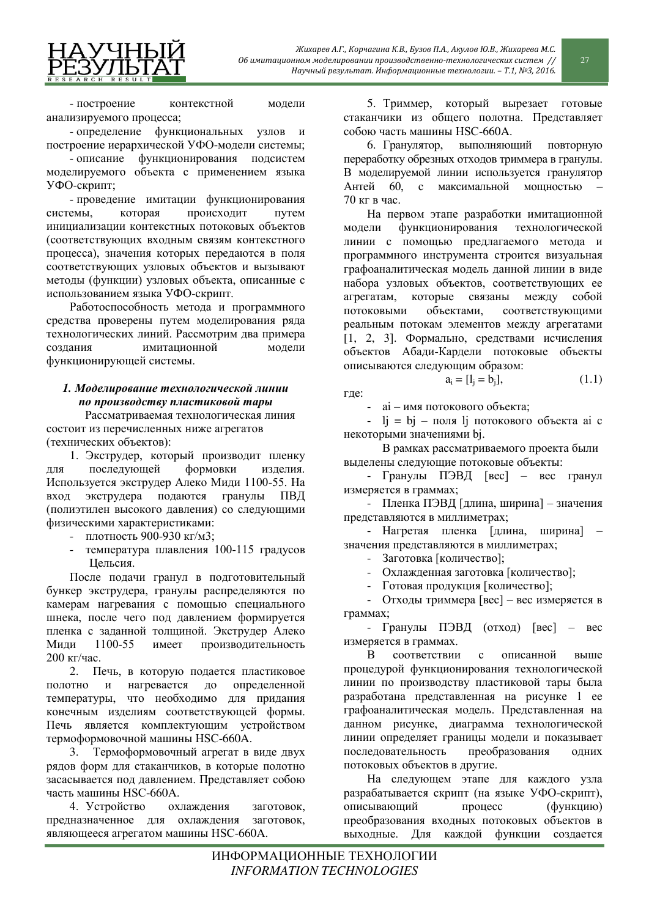- построение контекстной модели анализируемого процесса;

- определение функциональных узлов и построение иерархической УФО-модели системы;

- описание функционирования подсистем моделируемого объекта с применением языка УФО-скрипт;

- проведение имитации функционирования системы, которая происходит путем инициализации контекстных потоковых объектов (соответствующих входным связям контекстного процесса), значения которых передаются в поля соответствующих узловых объектов и вызывают методы (функции) узловых объекта, описанные с использованием языка УФО-скрипт.

Работоспособность метода и программного средства проверены путем моделирования ряда технологических линий. Рассмотрим два примера создания имитационной модели функционирующей системы.

### *1. Моделирование технологической линии по производству пластиковой тары*

Рассматриваемая технологическая линия состоит из перечисленных ниже агрегатов (технических объектов):

1. Экструдер, который производит пленку для последующей формовки изделия. Используется экструдер Алеко Миди 1100-55. На вход экструдера подаются гранулы ПВД (полиэтилен высокого давления) со следующими физическими характеристиками:
   - плотность 900-930 кг/м3;
   - температура плавления 100-115 градусов Цельсия.

После подачи гранул в подготовительный бункер экструдера, гранулы распределяются по камерам нагревания с помощью специального шнека, после чего под давлением формируется пленка с заданной толщиной. Экструдер Алеко Миди 1100-55 имеет производительность 200 кг/час.

2. Печь, в которую подается пластиковое полотно и нагревается до определенной температуры, что необходимо для придания конечным изделиям соответствующей формы. Печь является комплектующим устройством термоформовочной машины HSC-660A.

3. Термоформовочный агрегат в виде двух рядов форм для стаканчиков, в которые полотно засасывается под давлением. Представляет собою часть машины HSC-660A.

4. Устройство охлаждения заготовок, предназначенное для охлаждения заготовок, являющееся агрегатом машины HSC-660A.

5. Триммер, который вырезает готовые стаканчики из общего полотна. Представляет собою часть машины HSC-660A.

6. Гранулятор, выполняющий повторную переработку обрезных отходов триммера в гранулы. В моделируемой линии используется гранулятор Антей 60, с максимальной мощностью – 70 кг в час.

На первом этапе разработки имитационной модели функционирования технологической линии с помощью предлагаемого метода и программного инструмента строится визуальная графоаналитическая модель данной линии в виде набора узловых объектов, соответствующих ее агрегатам, которые связаны между собой потоковыми объектами, соответствующими реальным потокам элементов между агрегатами [1, 2, 3]. Формально, средствами исчисления объектов Абади-Кардели потоковые объекты описываются следующим образом:

$$a_i = [l_j = b_j], \qquad (1.1)$$

где:

- ai – имя потокового объекта;
- lj = bj – поля lj потокового объекта ai с некоторыми значениями bj.

В рамках рассматриваемого проекта были выделены следующие потоковые объекты:

- Гранулы ПЭВД [вес] – вес гранул измеряется в граммах;
- Пленка ПЭВД [длина, ширина] – значения представляются в миллиметрах;
- Нагретая пленка [длина, ширина] – значения представляются в миллиметрах;
- Заготовка [количество];
- Охлажденная заготовка [количество];
- Готовая продукция [количество];
- Отходы триммера [вес] – вес измеряется в граммах;
- Гранулы ПЭВД (отход) [вес] – вес измеряется в граммах.

В соответствии с описанной выше процедурой функционирования технологической линии по производству пластиковой тары была разработана представленная на рисунке 1 ее графоаналитическая модель. Представленная на данном рисунке, диаграмма технологической линии определяет границы модели и показывает последовательность преобразования одних потоковых объектов в другие.

На следующем этапе для каждого узла разрабатывается скрипт (на языке УФО-скрипт), описывающий процесс (функцию) преобразования входных потоковых объектов в выходные. Для каждой функции создается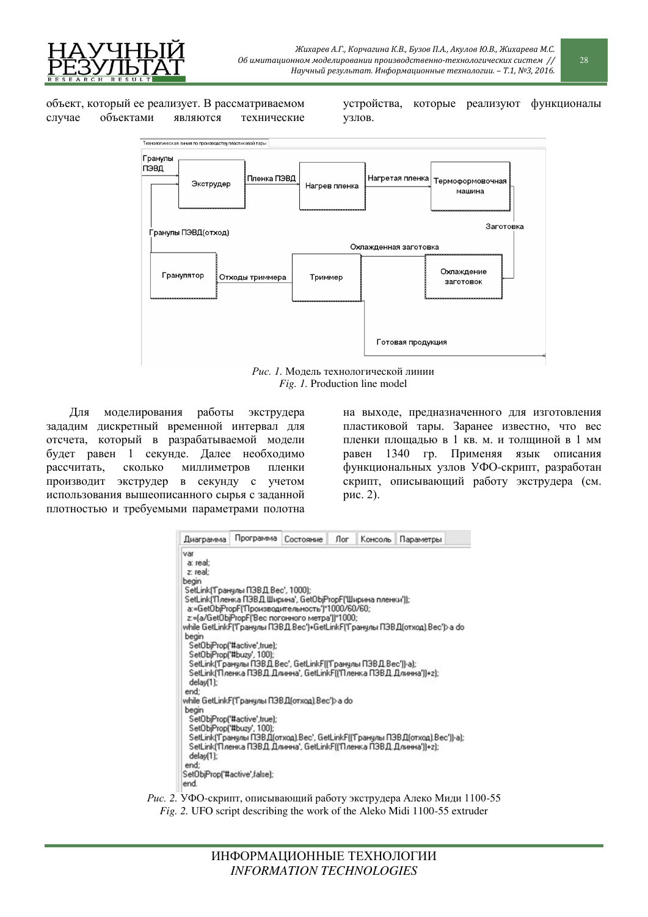объект, который ее реализует. В рассматриваемом случае объектами являются технические устройства, которые реализуют функционалы узлов.

*Рис. 1.* Модель технологической линии
*Fig. 1.* Production line model

Для моделирования работы экструдера зададим дискретный временной интервал для отсчета, который в разрабатываемой модели будет равен 1 секунде. Далее необходимо рассчитать, сколько миллиметров пленки производит экструдер в секунду с учетом использования вышеописанного сырья с заданной плотностью и требуемыми параметрами полотна на выходе, предназначенного для изготовления пластиковой тары. Заранее известно, что вес пленки площадью в 1 кв. м. и толщиной в 1 мм равен 1340 гр. Применяя язык описания функциональных узлов УФО-скрипт, разработан скрипт, описывающий работу экструдера (см. рис. 2).

```
var
 a: real;
 z: real;
begin
 SetLink('Гранулы ПЭВД.Вес', 1000);
 SetLink('Пленка ПЭВД.Ширина', GetObjPropF('Ширина пленки'));
 a:=GetObjPropF('Производительность')*1000/60/60;
 z:=(a/GetObjPropF('Вес погонного метра'))*1000;
while GetLinkF('Гранулы ПЭВД.Вес')+GetLinkF('Гранулы ПЭВД(отход).Вес')>a do
 begin
  SetObjProp('#active',true);
  SetObjProp('#buzy', 100);
  SetLink('Гранулы ПЭВД.Вес', GetLinkF(('Гранулы ПЭВД.Вес'))-a);
  SetLink('Пленка ПЭВД.Длинна', GetLinkF(('Пленка ПЭВД.Длинна'))+z);
  delay(1);
 end;
while GetLinkF('Гранулы ПЭВД(отход).Вес')>a do
 begin
  SetObjProp('#active',true);
  SetObjProp('#buzy', 100);
  SetLink('Гранулы ПЭВД(отход).Вес', GetLinkF(('Гранулы ПЭВД(отход).Вес'))-a);
  SetLink('Пленка ПЭВД.Длинна', GetLinkF(('Пленка ПЭВД.Длинна'))+z);
  delay(1);
 end;
SetObjProp('#active',false);
end.
```

*Рис. 2.* УФО-скрипт, описывающий работу экструдера Алеко Миди 1100-55
*Fig. 2.* UFO script describing the work of the Aleko Midi 1100-55 extruder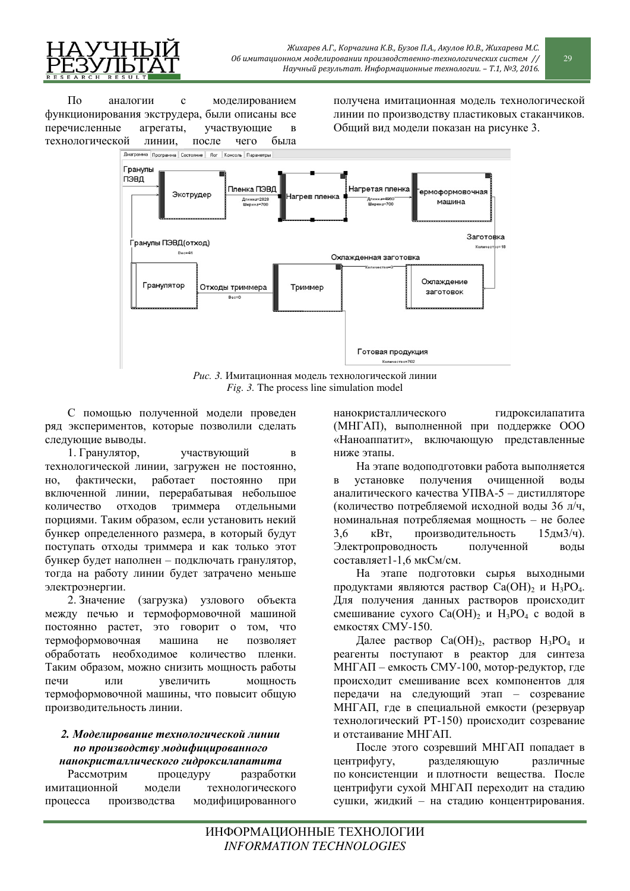По аналогии с моделированием функционирования экструдера, были описаны все перечисленные агрегаты, участвующие в технологической линии, после чего была получена имитационная модель технологической линии по производству пластиковых стаканчиков. Общий вид модели показан на рисунке 3.

*Рис. 3.* Имитационная модель технологической линии
*Fig. 3.* The process line simulation model

С помощью полученной модели проведен ряд экспериментов, которые позволили сделать следующие выводы.

1. Гранулятор, участвующий в технологической линии, загружен не постоянно, но, фактически, работает постоянно при включенной линии, перерабатывая небольшое количество отходов триммера отдельными порциями. Таким образом, если установить некий бункер определенного размера, в который будут поступать отходы триммера и как только этот бункер будет наполнен – подключать гранулятор, тогда на работу линии будет затрачено меньше электроэнергии.

2. Значение (загрузка) узлового объекта между печью и термоформовочной машиной постоянно растет, это говорит о том, что термоформовочная машина не позволяет обработать необходимое количество пленки. Таким образом, можно снизить мощность работы печи или увеличить мощность термоформовочной машины, что повысит общую производительность линии.

### *2. Моделирование технологической линии по производству модифицированного нанокристаллического гидроксилапатита*

Рассмотрим процедуру разработки имитационной модели технологического процесса производства модифицированного нанокристаллического гидроксилапатита (МНГАП), выполненной при поддержке ООО «Наноаппатит», включающую представленные ниже этапы.

На этапе водоподготовки работа выполняется в установке получения очищенной воды аналитического качества УПВА-5 – дистилляторе (количество потребляемой исходной воды 36 л/ч, номинальная потребляемая мощность – не более 3,6 кВт, производительность 15дм3/ч). Электропроводность полученной воды составляет1-1,6 мкСм/см.

На этапе подготовки сырья выходными продуктами являются раствор $Ca(OH)_2$ и $H_3PO_4$. Для получения данных растворов происходит смешивание сухого $Ca(OH)_2$ и $H_3PO_4$ с водой в емкостях СМУ-150.

Далее раствор $Ca(OH)_2$, раствор $H_3PO_4$ и реагенты поступают в реактор для синтеза МНГАП – емкость СМУ-100, мотор-редуктор, где происходит смешивание всех компонентов для передачи на следующий этап – созревание МНГАП, где в специальной емкости (резервуар технологический РТ-150) происходит созревание и отстаивание МНГАП.

После этого созревший МНГАП попадает в центрифугу, разделяющую различные по консистенции и плотности вещества. После центрифуги сухой МНГАП переходит на стадию сушки, жидкий – на стадию концентрирования.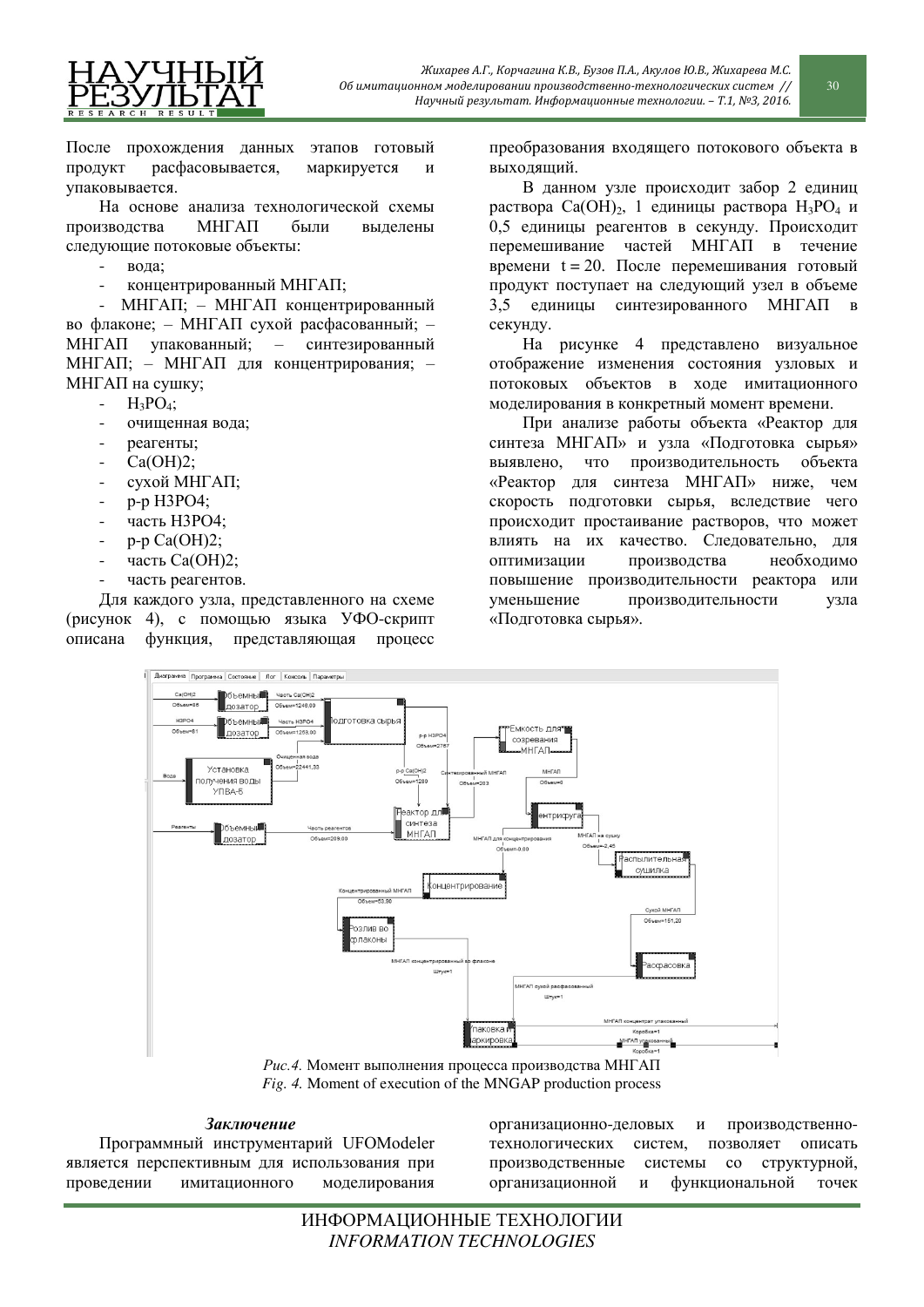После прохождения данных этапов готовый продукт расфасовывается, маркируется и упаковывается.

На основе анализа технологической схемы производства МНГАП были выделены следующие потоковые объекты:

- вода;
- концентрированный МНГАП;
- МНГАП; – МНГАП концентрированный во флаконе; – МНГАП сухой расфасованный; – МНГАП упакованный; – синтезированный МНГАП; – МНГАП для концентрирования; – МНГАП на сушку;
- $H_3PO_4$;
- очищенная вода;
- реагенты;
- $Ca(OH)2$;
- сухой МНГАП;
- р-р H3PO4;
- часть H3PO4;
- р-р Ca(OH)2;
- часть Ca(OH)2;
- часть реагентов.

Для каждого узла, представленного на схеме (рисунок 4), с помощью языка УФО-скрипт описана функция, представляющая процесс преобразования входящего потокового объекта в выходящий.

В данном узле происходит забор 2 единиц раствора $Ca(OH)_2$, 1 единицы раствора $H_3PO_4$ и 0,5 единицы реагентов в секунду. Происходит перемешивание частей МНГАП в течение времени $t = 20$. После перемешивания готовый продукт поступает на следующий узел в объеме 3,5 единицы синтезированного МНГАП в секунду.

На рисунке 4 представлено визуальное отображение изменения состояния узловых и потоковых объектов в ходе имитационного моделирования в конкретный момент времени.

При анализе работы объекта «Реактор для синтеза МНГАП» и узла «Подготовка сырья» выявлено, что производительность объекта «Реактор для синтеза МНГАП» ниже, чем скорость подготовки сырья, вследствие чего происходит простаивание растворов, что может влиять на их качество. Следовательно, для оптимизации производства необходимо повышение производительности реактора или уменьшение производительности узла «Подготовка сырья».

*Рис.4.* Момент выполнения процесса производства МНГАП
*Fig. 4.* Moment of execution of the MNGAP production process

### *Заключение*

Программный инструментарий UFOModeler является перспективным для использования при проведении имитационного моделирования организационно-деловых и производственно-технологических систем, позволяет описать производственные системы со структурной, организационной и функциональной точек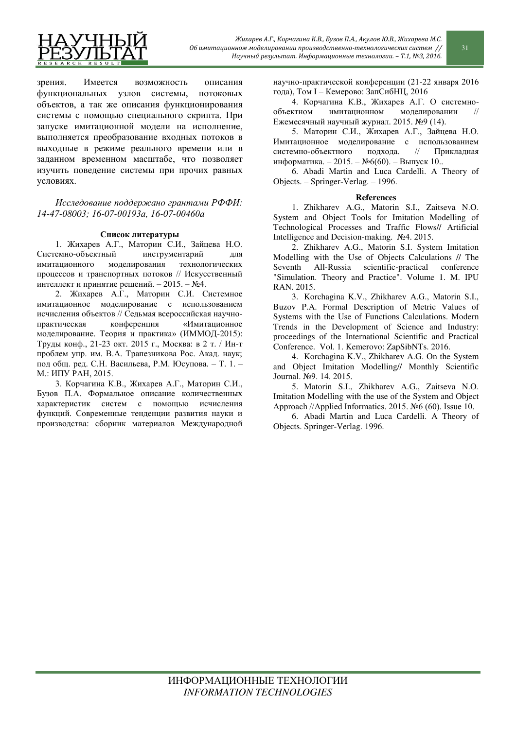зрения. Имеется возможность описания функциональных узлов системы, потоковых объектов, а так же описания функционирования системы с помощью специального скрипта. При запуске имитационной модели на исполнение, выполняется преобразование входных потоков в выходные в режиме реального времени или в заданном временном масштабе, что позволяет изучить поведение системы при прочих равных условиях.

*Исследование поддержано грантами РФФИ: 14-47-08003; 16-07-00193а, 16-07-00460а*

**Список литературы**

1. Жихарев А.Г., Маторин С.И., Зайцева Н.О. Системно-объектный инструментарий для имитационного моделирования технологических процессов и транспортных потоков // Искусственный интеллект и принятие решений. – 2015. – №4.

2. Жихарев А.Г., Маторин С.И. Системное имитационное моделирование с использованием исчисления объектов // Седьмая всероссийская научно-практическая конференция «Имитационное моделирование. Теория и практика» (ИММОД-2015): Труды конф., 21-23 окт. 2015 г., Москва: в 2 т. / Ин-т проблем упр. им. В.А. Трапезникова Рос. Акад. наук; под общ. ред. С.Н. Васильева, Р.М. Юсупова. – Т. 1. – М.: ИПУ РАН, 2015.

3. Корчагина К.В., Жихарев А.Г., Маторин С.И., Бузов П.А. Формальное описание количественных характеристик систем с помощью исчисления функций. Современные тенденции развития науки и производства: сборник материалов Международной научно-практической конференции (21-22 января 2016 года), Том I – Кемерово: ЗапСибНЦ, 2016

4. Корчагина К.В., Жихарев А.Г. О системно-объектном имитационном моделировании // Ежемесячный научный журнал. 2015. №9 (14).

5. Маторин С.И., Жихарев А.Г., Зайцева Н.О. Имитационное моделирование с использованием системно-объектного подхода. // Прикладная информатика. – 2015. – №6(60). – Выпуск 10..

6. Abadi Martin and Luca Cardelli. A Theory of Objects. – Springer-Verlag. – 1996.

**References**

1. Zhikharev A.G., Matorin S.I., Zaitseva N.O. System and Object Tools for Imitation Modelling of Technological Processes and Traffic Flows// Artificial Intelligence and Decision-making. №4. 2015.

2. Zhikharev A.G., Matorin S.I. System Imitation Modelling with the Use of Objects Calculations // The Seventh All-Russia scientific-practical conference "Simulation. Theory and Practice". Volume 1. M. IPU RAN. 2015.

3. Korchagina K.V., Zhikharev A.G., Matorin S.I., Buzov P.A. Formal Description of Metric Values of Systems with the Use of Functions Calculations. Modern Trends in the Development of Science and Industry: proceedings of the International Scientific and Practical Conference. Vol. 1. Kemerovo: ZapSibNTs. 2016.

4. Korchagina K.V., Zhikharev A.G. On the System and Object Imitation Modelling// Monthly Scientific Journal. №9. 14. 2015.

5. Matorin S.I., Zhikharev A.G., Zaitseva N.O. Imitation Modelling with the use of the System and Object Approach //Applied Informatics. 2015. №6 (60). Issue 10.

6. Abadi Martin and Luca Cardelli. A Theory of Objects. Springer-Verlag. 1996.